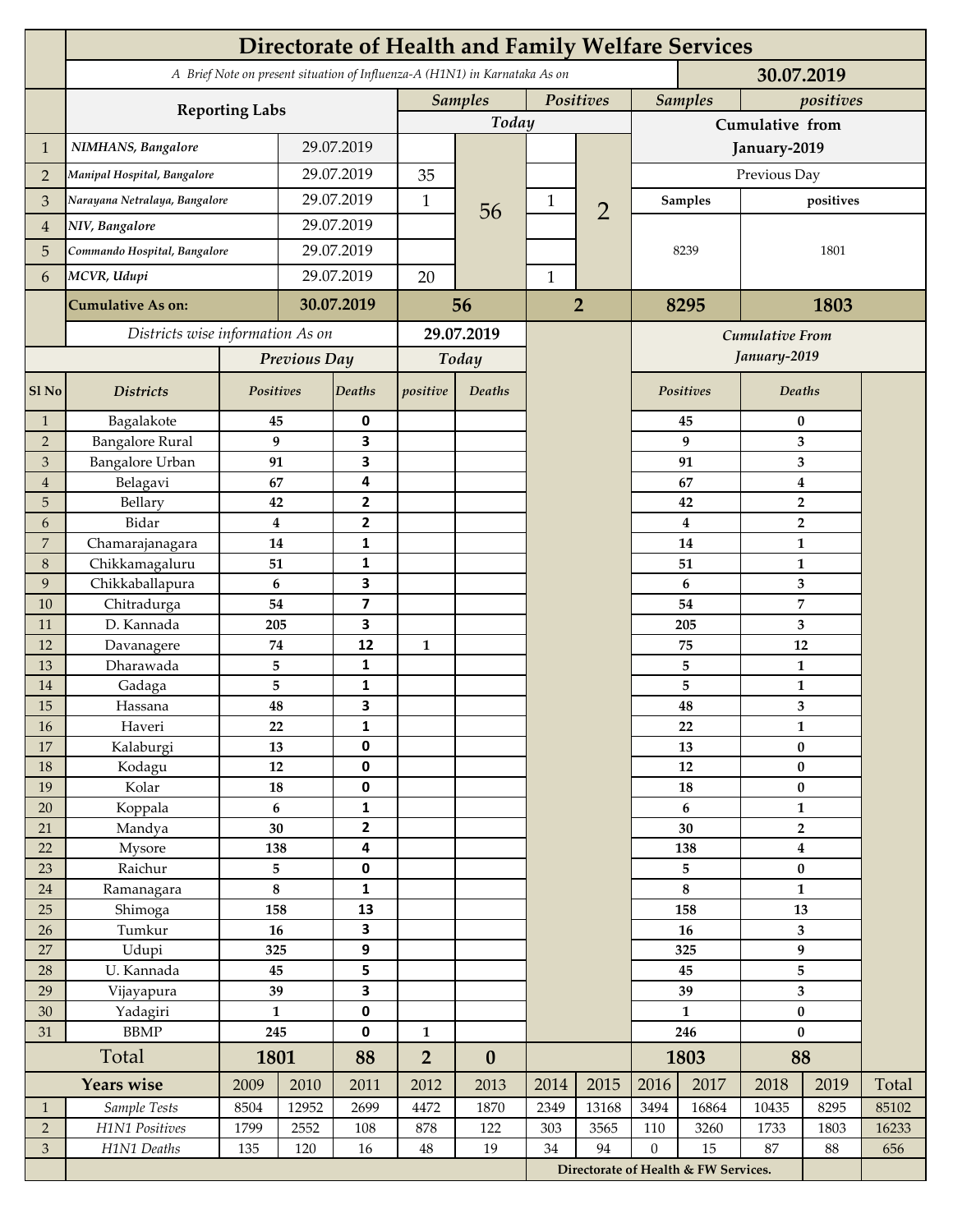# Directorate of Health and Family Welfare Services

*A Brief Note on present situation of Influenza-A (H1N1) in Karnataka As on* **30.07.2019**

| | Reporting Labs | | Samples (Today) | | Positives (Today) | | Samples (Cumulative from January-2019) | positives (Cumulative from January-2019) |
|---|---|---|---|---|---|---|---|---|
| 1 | *NIMHANS, Bangalore* | 29.07.2019 | | 56 | | 2 | Previous Day | |
| 2 | *Manipal Hospital, Bangalore* | 29.07.2019 | 35 | | | | Samples | positives |
| 3 | *Narayana Netralaya, Bangalore* | 29.07.2019 | 1 | | 1 | | 8239 | 1801 |
| 4 | *NIV, Bangalore* | 29.07.2019 | | | | | | |
| 5 | *Commando Hospital, Bangalore* | 29.07.2019 | | | | | | |
| 6 | *MCVR, Udupi* | 29.07.2019 | 20 | | 1 | | | |
| | **Cumulative As on:** | **30.07.2019** | **56** | | **2** | | **8295** | **1803** |

*Districts wise information As on* **29.07.2019**

| Sl No | Districts | Previous Day Positives | Previous Day Deaths | Today positive | Today Deaths | Cumulative From January-2019 Positives | Cumulative From January-2019 Deaths |
|---|---|---|---|---|---|---|---|
| 1 | Bagalakote | 45 | 0 | | | 45 | 0 |
| 2 | Bangalore Rural | 9 | 3 | | | 9 | 3 |
| 3 | Bangalore Urban | 91 | 3 | | | 91 | 3 |
| 4 | Belagavi | 67 | 4 | | | 67 | 4 |
| 5 | Bellary | 42 | 2 | | | 42 | 2 |
| 6 | Bidar | 4 | 2 | | | 4 | 2 |
| 7 | Chamarajanagara | 14 | 1 | | | 14 | 1 |
| 8 | Chikkamagaluru | 51 | 1 | | | 51 | 1 |
| 9 | Chikkaballapura | 6 | 3 | | | 6 | 3 |
| 10 | Chitradurga | 54 | 7 | | | 54 | 7 |
| 11 | D. Kannada | 205 | 3 | | | 205 | 3 |
| 12 | Davanagere | 74 | 12 | 1 | | 75 | 12 |
| 13 | Dharawada | 5 | 1 | | | 5 | 1 |
| 14 | Gadaga | 5 | 1 | | | 5 | 1 |
| 15 | Hassana | 48 | 3 | | | 48 | 3 |
| 16 | Haveri | 22 | 1 | | | 22 | 1 |
| 17 | Kalaburgi | 13 | 0 | | | 13 | 0 |
| 18 | Kodagu | 12 | 0 | | | 12 | 0 |
| 19 | Kolar | 18 | 0 | | | 18 | 0 |
| 20 | Koppala | 6 | 1 | | | 6 | 1 |
| 21 | Mandya | 30 | 2 | | | 30 | 2 |
| 22 | Mysore | 138 | 4 | | | 138 | 4 |
| 23 | Raichur | 5 | 0 | | | 5 | 0 |
| 24 | Ramanagara | 8 | 1 | | | 8 | 1 |
| 25 | Shimoga | 158 | 13 | | | 158 | 13 |
| 26 | Tumkur | 16 | 3 | | | 16 | 3 |
| 27 | Udupi | 325 | 9 | | | 325 | 9 |
| 28 | U. Kannada | 45 | 5 | | | 45 | 5 |
| 29 | Vijayapura | 39 | 3 | | | 39 | 3 |
| 30 | Yadagiri | 1 | 0 | | | 1 | 0 |
| 31 | BBMP | 245 | 0 | 1 | | 246 | 0 |
| | **Total** | **1801** | **88** | **2** | **0** | **1803** | **88** |

| | Years wise | 2009 | 2010 | 2011 | 2012 | 2013 | 2014 | 2015 | 2016 | 2017 | 2018 | 2019 | Total |
|---|---|---|---|---|---|---|---|---|---|---|---|---|---|
| 1 | *Sample Tests* | 8504 | 12952 | 2699 | 4472 | 1870 | 2349 | 13168 | 3494 | 16864 | 10435 | 8295 | 85102 |
| 2 | *H1N1 Positives* | 1799 | 2552 | 108 | 878 | 122 | 303 | 3565 | 110 | 3260 | 1733 | 1803 | 16233 |
| 3 | *H1N1 Deaths* | 135 | 120 | 16 | 48 | 19 | 34 | 94 | 0 | 15 | 87 | 88 | 656 |

**Directorate of Health & FW Services.**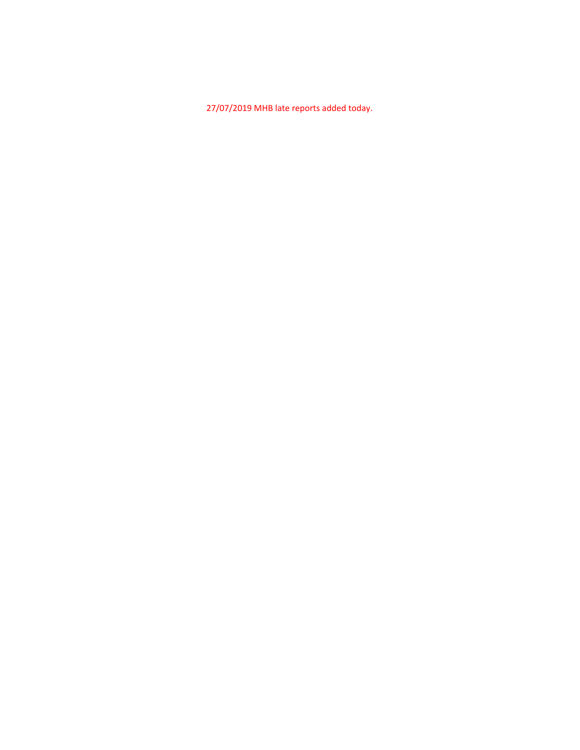27/07/2019 MHB late reports added today.